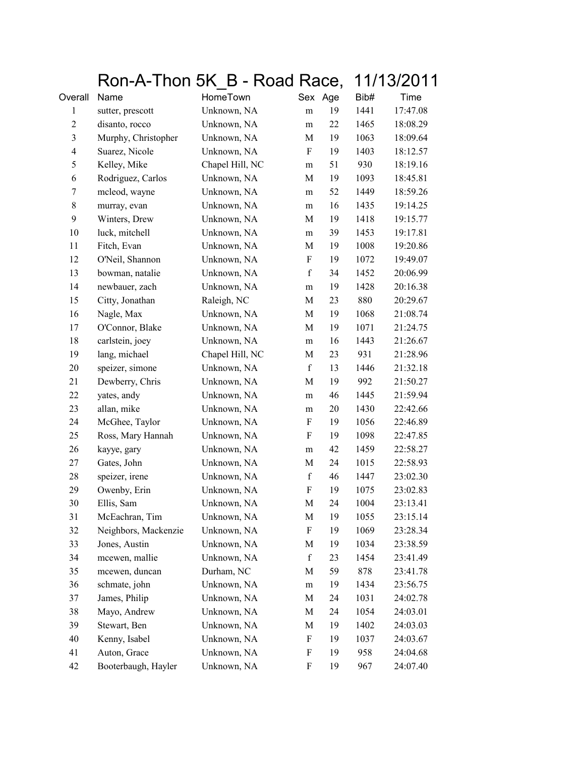# Ron-A-Thon 5K_B - Road Race, 11/13/2011

| Overall | Name | HomeTown | Sex | Age | Bib# | Time |
|---|---|---|---|---|---|---|
| 1 | sutter, prescott | Unknown, NA | m | 19 | 1441 | 17:47.08 |
| 2 | disanto, rocco | Unknown, NA | m | 22 | 1465 | 18:08.29 |
| 3 | Murphy, Christopher | Unknown, NA | M | 19 | 1063 | 18:09.64 |
| 4 | Suarez, Nicole | Unknown, NA | F | 19 | 1403 | 18:12.57 |
| 5 | Kelley, Mike | Chapel Hill, NC | m | 51 | 930 | 18:19.16 |
| 6 | Rodriguez, Carlos | Unknown, NA | M | 19 | 1093 | 18:45.81 |
| 7 | mcleod, wayne | Unknown, NA | m | 52 | 1449 | 18:59.26 |
| 8 | murray, evan | Unknown, NA | m | 16 | 1435 | 19:14.25 |
| 9 | Winters, Drew | Unknown, NA | M | 19 | 1418 | 19:15.77 |
| 10 | luck, mitchell | Unknown, NA | m | 39 | 1453 | 19:17.81 |
| 11 | Fitch, Evan | Unknown, NA | M | 19 | 1008 | 19:20.86 |
| 12 | O'Neil, Shannon | Unknown, NA | F | 19 | 1072 | 19:49.07 |
| 13 | bowman, natalie | Unknown, NA | f | 34 | 1452 | 20:06.99 |
| 14 | newbauer, zach | Unknown, NA | m | 19 | 1428 | 20:16.38 |
| 15 | Citty, Jonathan | Raleigh, NC | M | 23 | 880 | 20:29.67 |
| 16 | Nagle, Max | Unknown, NA | M | 19 | 1068 | 21:08.74 |
| 17 | O'Connor, Blake | Unknown, NA | M | 19 | 1071 | 21:24.75 |
| 18 | carlstein, joey | Unknown, NA | m | 16 | 1443 | 21:26.67 |
| 19 | lang, michael | Chapel Hill, NC | M | 23 | 931 | 21:28.96 |
| 20 | speizer, simone | Unknown, NA | f | 13 | 1446 | 21:32.18 |
| 21 | Dewberry, Chris | Unknown, NA | M | 19 | 992 | 21:50.27 |
| 22 | yates, andy | Unknown, NA | m | 46 | 1445 | 21:59.94 |
| 23 | allan, mike | Unknown, NA | m | 20 | 1430 | 22:42.66 |
| 24 | McGhee, Taylor | Unknown, NA | F | 19 | 1056 | 22:46.89 |
| 25 | Ross, Mary Hannah | Unknown, NA | F | 19 | 1098 | 22:47.85 |
| 26 | kayye, gary | Unknown, NA | m | 42 | 1459 | 22:58.27 |
| 27 | Gates, John | Unknown, NA | M | 24 | 1015 | 22:58.93 |
| 28 | speizer, irene | Unknown, NA | f | 46 | 1447 | 23:02.30 |
| 29 | Owenby, Erin | Unknown, NA | F | 19 | 1075 | 23:02.83 |
| 30 | Ellis, Sam | Unknown, NA | M | 24 | 1004 | 23:13.41 |
| 31 | McEachran, Tim | Unknown, NA | M | 19 | 1055 | 23:15.14 |
| 32 | Neighbors, Mackenzie | Unknown, NA | F | 19 | 1069 | 23:28.34 |
| 33 | Jones, Austin | Unknown, NA | M | 19 | 1034 | 23:38.59 |
| 34 | mcewen, mallie | Unknown, NA | f | 23 | 1454 | 23:41.49 |
| 35 | mcewen, duncan | Durham, NC | M | 59 | 878 | 23:41.78 |
| 36 | schmate, john | Unknown, NA | m | 19 | 1434 | 23:56.75 |
| 37 | James, Philip | Unknown, NA | M | 24 | 1031 | 24:02.78 |
| 38 | Mayo, Andrew | Unknown, NA | M | 24 | 1054 | 24:03.01 |
| 39 | Stewart, Ben | Unknown, NA | M | 19 | 1402 | 24:03.03 |
| 40 | Kenny, Isabel | Unknown, NA | F | 19 | 1037 | 24:03.67 |
| 41 | Auton, Grace | Unknown, NA | F | 19 | 958 | 24:04.68 |
| 42 | Booterbaugh, Hayler | Unknown, NA | F | 19 | 967 | 24:07.40 |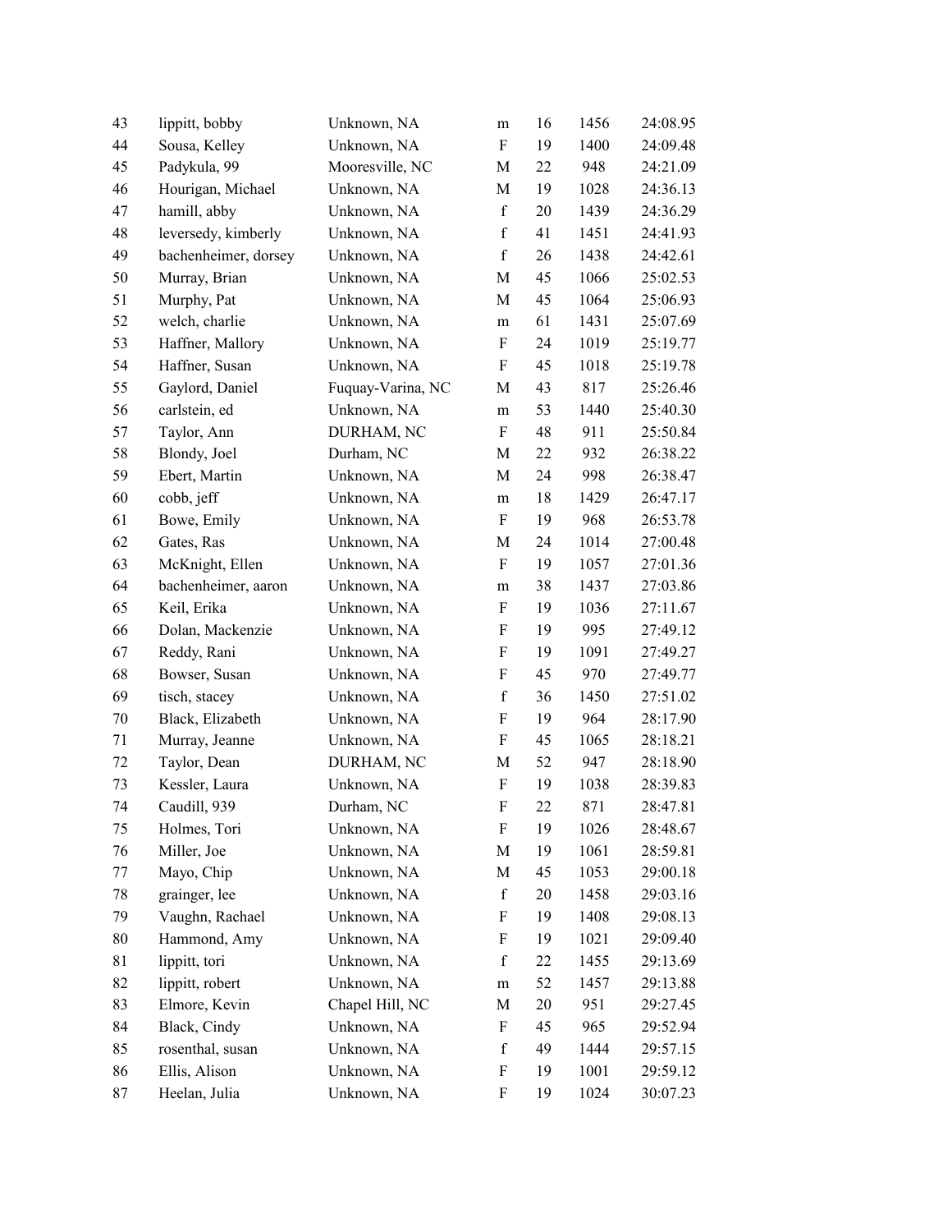| | | | | | | |
|---|---|---|---|---|---|---|
| 43 | lippitt, bobby | Unknown, NA | m | 16 | 1456 | 24:08.95 |
| 44 | Sousa, Kelley | Unknown, NA | F | 19 | 1400 | 24:09.48 |
| 45 | Padykula, 99 | Mooresville, NC | M | 22 | 948 | 24:21.09 |
| 46 | Hourigan, Michael | Unknown, NA | M | 19 | 1028 | 24:36.13 |
| 47 | hamill, abby | Unknown, NA | f | 20 | 1439 | 24:36.29 |
| 48 | leversedy, kimberly | Unknown, NA | f | 41 | 1451 | 24:41.93 |
| 49 | bachenheimer, dorsey | Unknown, NA | f | 26 | 1438 | 24:42.61 |
| 50 | Murray, Brian | Unknown, NA | M | 45 | 1066 | 25:02.53 |
| 51 | Murphy, Pat | Unknown, NA | M | 45 | 1064 | 25:06.93 |
| 52 | welch, charlie | Unknown, NA | m | 61 | 1431 | 25:07.69 |
| 53 | Haffner, Mallory | Unknown, NA | F | 24 | 1019 | 25:19.77 |
| 54 | Haffner, Susan | Unknown, NA | F | 45 | 1018 | 25:19.78 |
| 55 | Gaylord, Daniel | Fuquay-Varina, NC | M | 43 | 817 | 25:26.46 |
| 56 | carlstein, ed | Unknown, NA | m | 53 | 1440 | 25:40.30 |
| 57 | Taylor, Ann | DURHAM, NC | F | 48 | 911 | 25:50.84 |
| 58 | Blondy, Joel | Durham, NC | M | 22 | 932 | 26:38.22 |
| 59 | Ebert, Martin | Unknown, NA | M | 24 | 998 | 26:38.47 |
| 60 | cobb, jeff | Unknown, NA | m | 18 | 1429 | 26:47.17 |
| 61 | Bowe, Emily | Unknown, NA | F | 19 | 968 | 26:53.78 |
| 62 | Gates, Ras | Unknown, NA | M | 24 | 1014 | 27:00.48 |
| 63 | McKnight, Ellen | Unknown, NA | F | 19 | 1057 | 27:01.36 |
| 64 | bachenheimer, aaron | Unknown, NA | m | 38 | 1437 | 27:03.86 |
| 65 | Keil, Erika | Unknown, NA | F | 19 | 1036 | 27:11.67 |
| 66 | Dolan, Mackenzie | Unknown, NA | F | 19 | 995 | 27:49.12 |
| 67 | Reddy, Rani | Unknown, NA | F | 19 | 1091 | 27:49.27 |
| 68 | Bowser, Susan | Unknown, NA | F | 45 | 970 | 27:49.77 |
| 69 | tisch, stacey | Unknown, NA | f | 36 | 1450 | 27:51.02 |
| 70 | Black, Elizabeth | Unknown, NA | F | 19 | 964 | 28:17.90 |
| 71 | Murray, Jeanne | Unknown, NA | F | 45 | 1065 | 28:18.21 |
| 72 | Taylor, Dean | DURHAM, NC | M | 52 | 947 | 28:18.90 |
| 73 | Kessler, Laura | Unknown, NA | F | 19 | 1038 | 28:39.83 |
| 74 | Caudill, 939 | Durham, NC | F | 22 | 871 | 28:47.81 |
| 75 | Holmes, Tori | Unknown, NA | F | 19 | 1026 | 28:48.67 |
| 76 | Miller, Joe | Unknown, NA | M | 19 | 1061 | 28:59.81 |
| 77 | Mayo, Chip | Unknown, NA | M | 45 | 1053 | 29:00.18 |
| 78 | grainger, lee | Unknown, NA | f | 20 | 1458 | 29:03.16 |
| 79 | Vaughn, Rachael | Unknown, NA | F | 19 | 1408 | 29:08.13 |
| 80 | Hammond, Amy | Unknown, NA | F | 19 | 1021 | 29:09.40 |
| 81 | lippitt, tori | Unknown, NA | f | 22 | 1455 | 29:13.69 |
| 82 | lippitt, robert | Unknown, NA | m | 52 | 1457 | 29:13.88 |
| 83 | Elmore, Kevin | Chapel Hill, NC | M | 20 | 951 | 29:27.45 |
| 84 | Black, Cindy | Unknown, NA | F | 45 | 965 | 29:52.94 |
| 85 | rosenthal, susan | Unknown, NA | f | 49 | 1444 | 29:57.15 |
| 86 | Ellis, Alison | Unknown, NA | F | 19 | 1001 | 29:59.12 |
| 87 | Heelan, Julia | Unknown, NA | F | 19 | 1024 | 30:07.23 |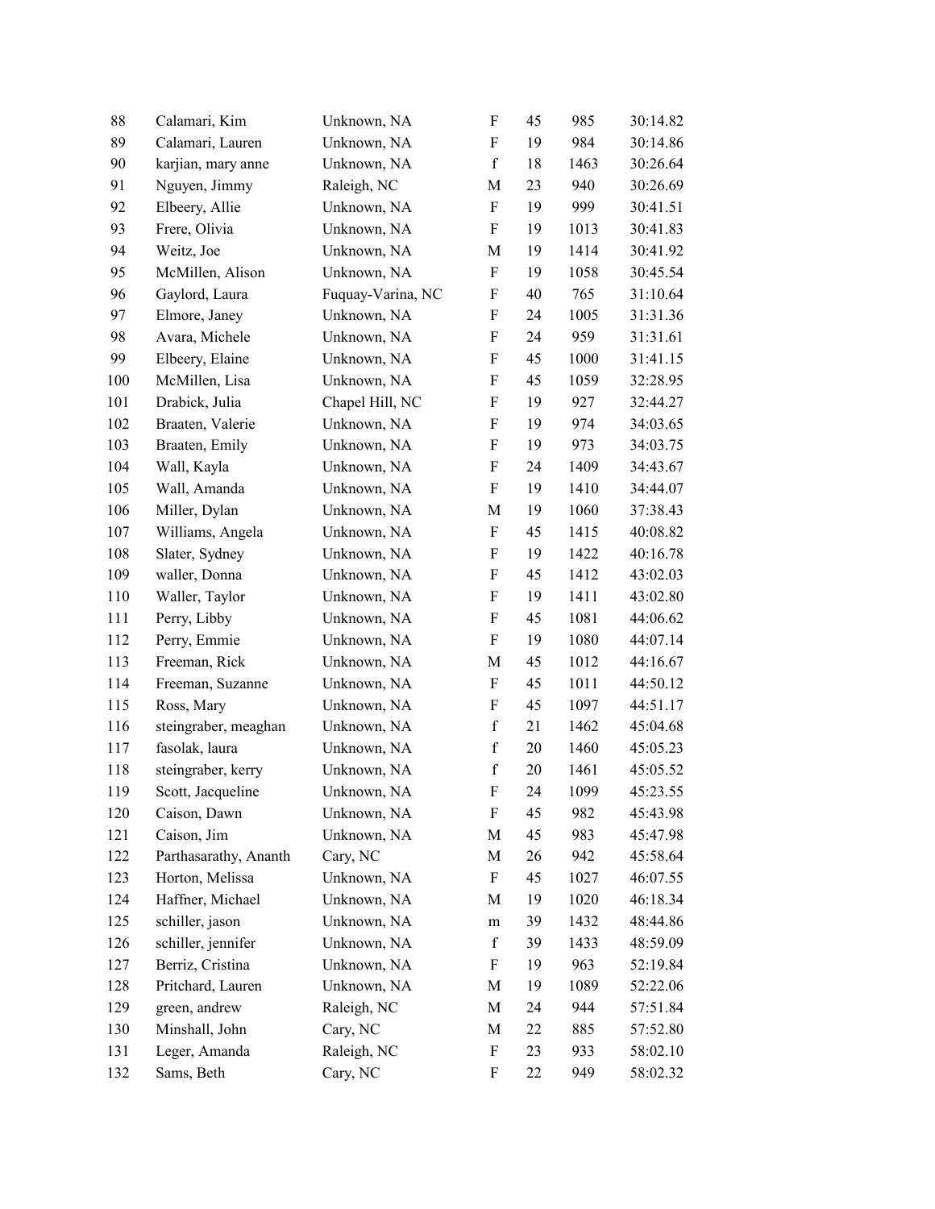| 88 | Calamari, Kim | Unknown, NA | F | 45 | 985 | 30:14.82 |
|---|---|---|---|---|---|---|
| 89 | Calamari, Lauren | Unknown, NA | F | 19 | 984 | 30:14.86 |
| 90 | karjian, mary anne | Unknown, NA | f | 18 | 1463 | 30:26.64 |
| 91 | Nguyen, Jimmy | Raleigh, NC | M | 23 | 940 | 30:26.69 |
| 92 | Elbeery, Allie | Unknown, NA | F | 19 | 999 | 30:41.51 |
| 93 | Frere, Olivia | Unknown, NA | F | 19 | 1013 | 30:41.83 |
| 94 | Weitz, Joe | Unknown, NA | M | 19 | 1414 | 30:41.92 |
| 95 | McMillen, Alison | Unknown, NA | F | 19 | 1058 | 30:45.54 |
| 96 | Gaylord, Laura | Fuquay-Varina, NC | F | 40 | 765 | 31:10.64 |
| 97 | Elmore, Janey | Unknown, NA | F | 24 | 1005 | 31:31.36 |
| 98 | Avara, Michele | Unknown, NA | F | 24 | 959 | 31:31.61 |
| 99 | Elbeery, Elaine | Unknown, NA | F | 45 | 1000 | 31:41.15 |
| 100 | McMillen, Lisa | Unknown, NA | F | 45 | 1059 | 32:28.95 |
| 101 | Drabick, Julia | Chapel Hill, NC | F | 19 | 927 | 32:44.27 |
| 102 | Braaten, Valerie | Unknown, NA | F | 19 | 974 | 34:03.65 |
| 103 | Braaten, Emily | Unknown, NA | F | 19 | 973 | 34:03.75 |
| 104 | Wall, Kayla | Unknown, NA | F | 24 | 1409 | 34:43.67 |
| 105 | Wall, Amanda | Unknown, NA | F | 19 | 1410 | 34:44.07 |
| 106 | Miller, Dylan | Unknown, NA | M | 19 | 1060 | 37:38.43 |
| 107 | Williams, Angela | Unknown, NA | F | 45 | 1415 | 40:08.82 |
| 108 | Slater, Sydney | Unknown, NA | F | 19 | 1422 | 40:16.78 |
| 109 | waller, Donna | Unknown, NA | F | 45 | 1412 | 43:02.03 |
| 110 | Waller, Taylor | Unknown, NA | F | 19 | 1411 | 43:02.80 |
| 111 | Perry, Libby | Unknown, NA | F | 45 | 1081 | 44:06.62 |
| 112 | Perry, Emmie | Unknown, NA | F | 19 | 1080 | 44:07.14 |
| 113 | Freeman, Rick | Unknown, NA | M | 45 | 1012 | 44:16.67 |
| 114 | Freeman, Suzanne | Unknown, NA | F | 45 | 1011 | 44:50.12 |
| 115 | Ross, Mary | Unknown, NA | F | 45 | 1097 | 44:51.17 |
| 116 | steingraber, meaghan | Unknown, NA | f | 21 | 1462 | 45:04.68 |
| 117 | fasolak, laura | Unknown, NA | f | 20 | 1460 | 45:05.23 |
| 118 | steingraber, kerry | Unknown, NA | f | 20 | 1461 | 45:05.52 |
| 119 | Scott, Jacqueline | Unknown, NA | F | 24 | 1099 | 45:23.55 |
| 120 | Caison, Dawn | Unknown, NA | F | 45 | 982 | 45:43.98 |
| 121 | Caison, Jim | Unknown, NA | M | 45 | 983 | 45:47.98 |
| 122 | Parthasarathy, Ananth | Cary, NC | M | 26 | 942 | 45:58.64 |
| 123 | Horton, Melissa | Unknown, NA | F | 45 | 1027 | 46:07.55 |
| 124 | Haffner, Michael | Unknown, NA | M | 19 | 1020 | 46:18.34 |
| 125 | schiller, jason | Unknown, NA | m | 39 | 1432 | 48:44.86 |
| 126 | schiller, jennifer | Unknown, NA | f | 39 | 1433 | 48:59.09 |
| 127 | Berriz, Cristina | Unknown, NA | F | 19 | 963 | 52:19.84 |
| 128 | Pritchard, Lauren | Unknown, NA | M | 19 | 1089 | 52:22.06 |
| 129 | green, andrew | Raleigh, NC | M | 24 | 944 | 57:51.84 |
| 130 | Minshall, John | Cary, NC | M | 22 | 885 | 57:52.80 |
| 131 | Leger, Amanda | Raleigh, NC | F | 23 | 933 | 58:02.10 |
| 132 | Sams, Beth | Cary, NC | F | 22 | 949 | 58:02.32 |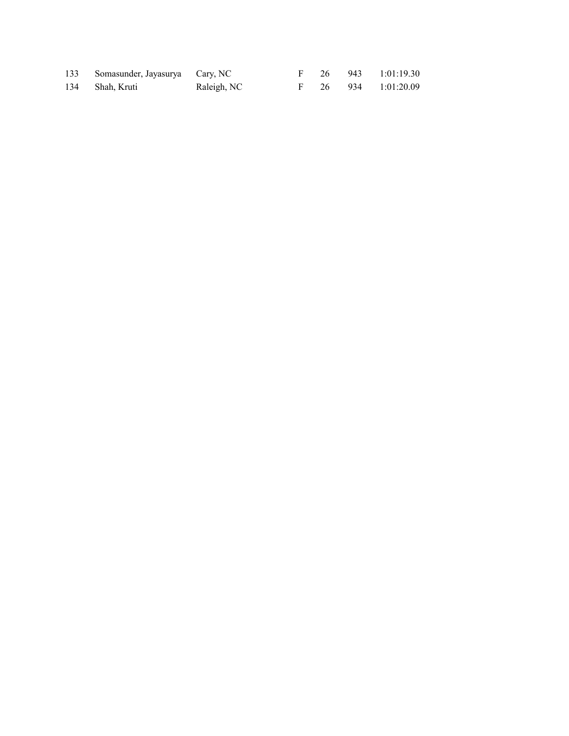| | | | | | | |
|---|---|---|---|---|---|---|
| 133 | Somasunder, Jayasurya | Cary, NC | F | 26 | 943 | 1:01:19.30 |
| 134 | Shah, Kruti | Raleigh, NC | F | 26 | 934 | 1:01:20.09 |